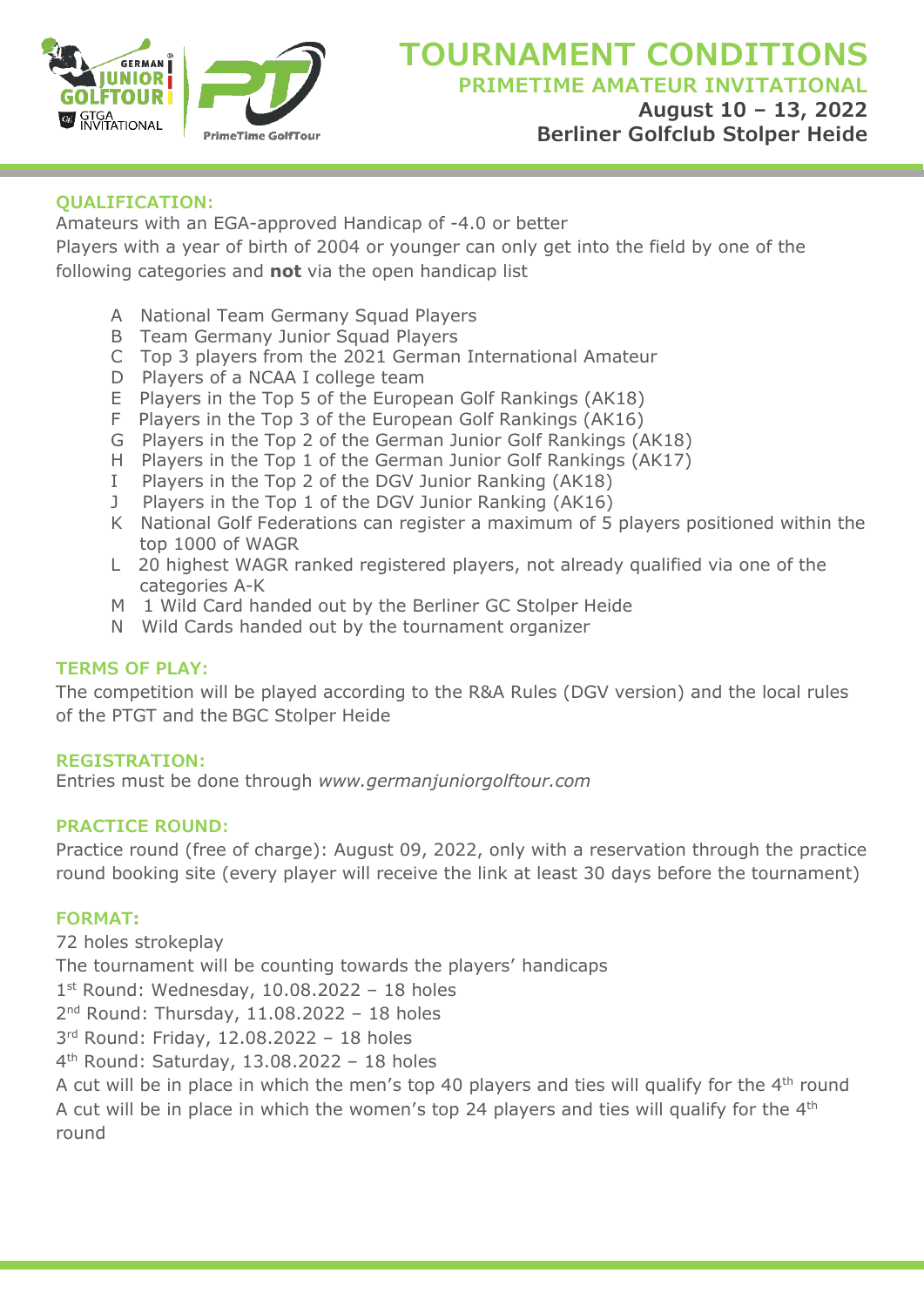# TOURNAMENT CONDITIONS

## PRIMETIME AMATEUR INVITATIONAL

**August 10 – 13, 2022**
**Berliner Golfclub Stolper Heide**

### QUALIFICATION:

Amateurs with an EGA-approved Handicap of -4.0 or better
Players with a year of birth of 2004 or younger can only get into the field by one of the following categories and **not** via the open handicap list

- A National Team Germany Squad Players
- B Team Germany Junior Squad Players
- C Top 3 players from the 2021 German International Amateur
- D Players of a NCAA I college team
- E Players in the Top 5 of the European Golf Rankings (AK18)
- F Players in the Top 3 of the European Golf Rankings (AK16)
- G Players in the Top 2 of the German Junior Golf Rankings (AK18)
- H Players in the Top 1 of the German Junior Golf Rankings (AK17)
- I Players in the Top 2 of the DGV Junior Ranking (AK18)
- J Players in the Top 1 of the DGV Junior Ranking (AK16)
- K National Golf Federations can register a maximum of 5 players positioned within the top 1000 of WAGR
- L 20 highest WAGR ranked registered players, not already qualified via one of the categories A-K
- M 1 Wild Card handed out by the Berliner GC Stolper Heide
- N Wild Cards handed out by the tournament organizer

### TERMS OF PLAY:

The competition will be played according to the R&A Rules (DGV version) and the local rules of the PTGT and the BGC Stolper Heide

### REGISTRATION:

Entries must be done through *www.germanjuniorgolftour.com*

### PRACTICE ROUND:

Practice round (free of charge): August 09, 2022, only with a reservation through the practice round booking site (every player will receive the link at least 30 days before the tournament)

### FORMAT:

72 holes strokeplay
The tournament will be counting towards the players' handicaps
1st Round: Wednesday, 10.08.2022 – 18 holes
2nd Round: Thursday, 11.08.2022 – 18 holes
3rd Round: Friday, 12.08.2022 – 18 holes
4th Round: Saturday, 13.08.2022 – 18 holes
A cut will be in place in which the men's top 40 players and ties will qualify for the 4th round
A cut will be in place in which the women's top 24 players and ties will qualify for the 4th round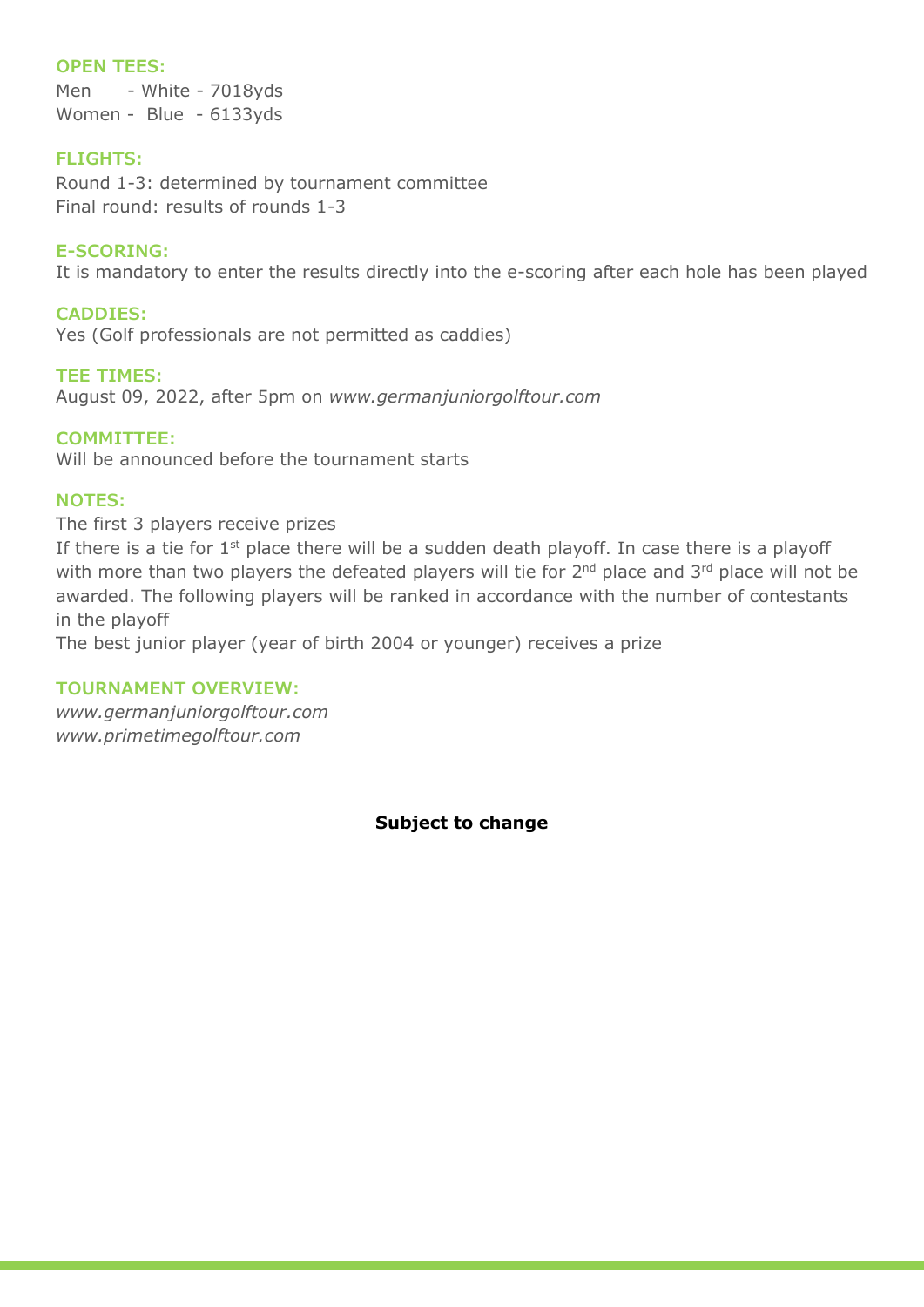### OPEN TEES:

Men - White - 7018yds
Women - Blue - 6133yds

### FLIGHTS:

Round 1-3: determined by tournament committee
Final round: results of rounds 1-3

### E-SCORING:

It is mandatory to enter the results directly into the e-scoring after each hole has been played

### CADDIES:

Yes (Golf professionals are not permitted as caddies)

### TEE TIMES:

August 09, 2022, after 5pm on *www.germanjuniorgolftour.com*

### COMMITTEE:

Will be announced before the tournament starts

### NOTES:

The first 3 players receive prizes
If there is a tie for 1st place there will be a sudden death playoff. In case there is a playoff with more than two players the defeated players will tie for 2nd place and 3rd place will not be awarded. The following players will be ranked in accordance with the number of contestants in the playoff
The best junior player (year of birth 2004 or younger) receives a prize

### TOURNAMENT OVERVIEW:

*www.germanjuniorgolftour.com*
*www.primetimegolftour.com*

**Subject to change**